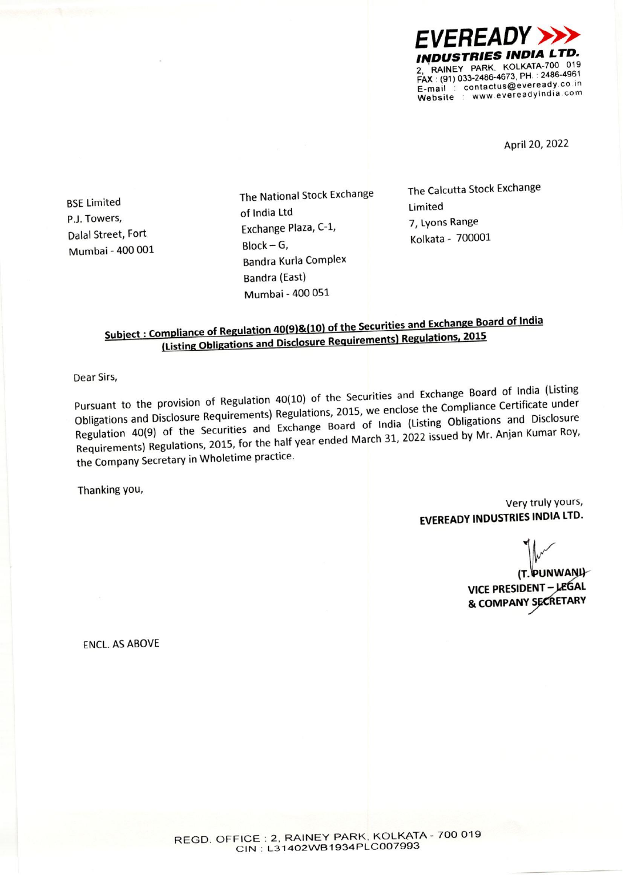**EVEREADY INDUSTRIES INDIA LTD.**
2, RAINEY PARK, KOLKATA-700 019
FAX : (91) 033-2486-4673, PH. : 2486-4961
E-mail : contactus@eveready.co.in
Website : www.evereadyindia.com

April 20, 2022

BSE Limited
P.J. Towers,
Dalal Street, Fort
Mumbai - 400 001

The National Stock Exchange of India Ltd
Exchange Plaza, C-1,
Block – G,
Bandra Kurla Complex
Bandra (East)
Mumbai - 400 051

The Calcutta Stock Exchange Limited
7, Lyons Range
Kolkata - 700001

**Subject : Compliance of Regulation 40(9)&(10) of the Securities and Exchange Board of India (Listing Obligations and Disclosure Requirements) Regulations, 2015**

Dear Sirs,

Pursuant to the provision of Regulation 40(10) of the Securities and Exchange Board of India (Listing Obligations and Disclosure Requirements) Regulations, 2015, we enclose the Compliance Certificate under Regulation 40(9) of the Securities and Exchange Board of India (Listing Obligations and Disclosure Requirements) Regulations, 2015, for the half year ended March 31, 2022 issued by Mr. Anjan Kumar Roy, the Company Secretary in Wholetime practice.

Thanking you,

Very truly yours,
**EVEREADY INDUSTRIES INDIA LTD.**

**(T. PUNWANI)**
**VICE PRESIDENT – LEGAL & COMPANY SECRETARY**

ENCL. AS ABOVE

REGD. OFFICE : 2, RAINEY PARK, KOLKATA - 700 019
CIN : L31402WB1934PLC007993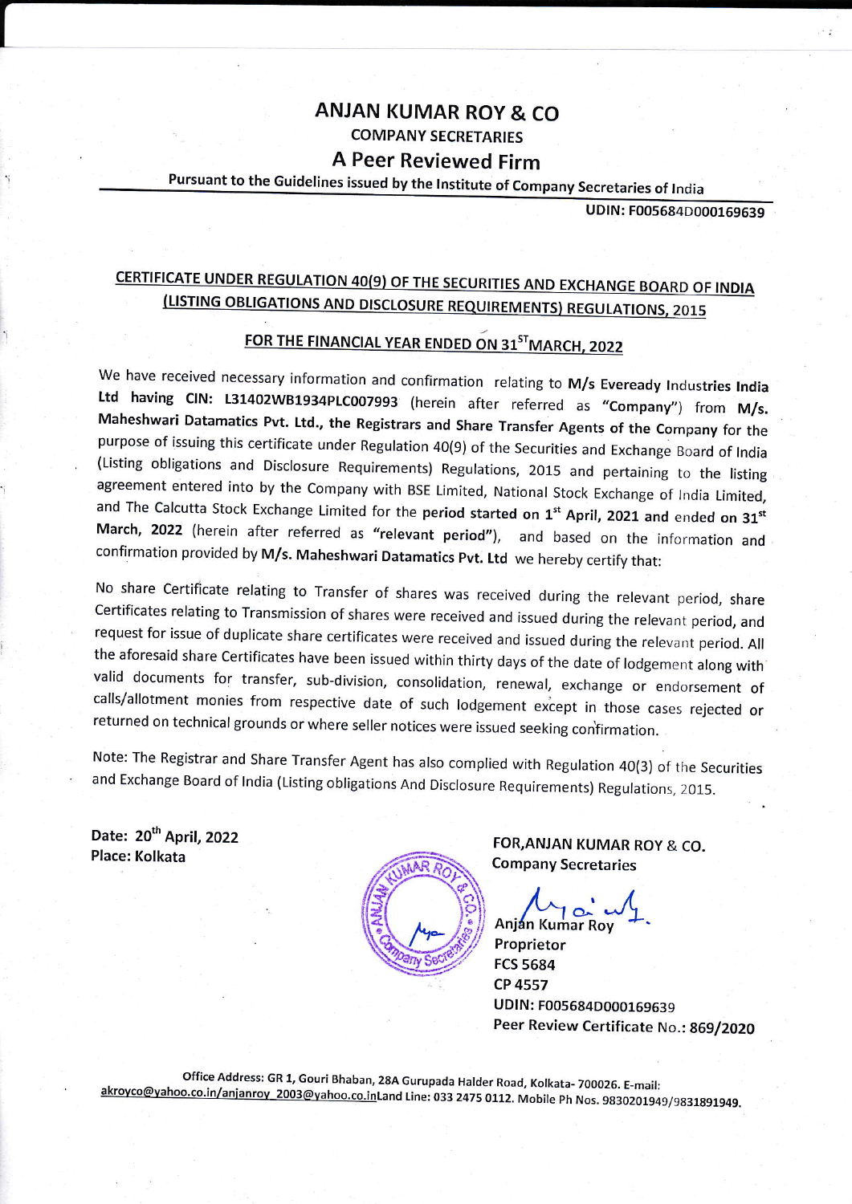# ANJAN KUMAR ROY & CO

COMPANY SECRETARIES

## A Peer Reviewed Firm

Pursuant to the Guidelines issued by the Institute of Company Secretaries of India

**UDIN: F005684D000169639**

## CERTIFICATE UNDER REGULATION 40(9) OF THE SECURITIES AND EXCHANGE BOARD OF INDIA (LISTING OBLIGATIONS AND DISCLOSURE REQUIREMENTS) REGULATIONS, 2015

## FOR THE FINANCIAL YEAR ENDED ON 31ST MARCH, 2022

We have received necessary information and confirmation relating to **M/s Eveready Industries India Ltd** having **CIN: L31402WB1934PLC007993** (herein after referred as **"Company"**) from **M/s. Maheshwari Datamatics Pvt. Ltd., the Registrars and Share Transfer Agents of the Company** for the purpose of issuing this certificate under Regulation 40(9) of the Securities and Exchange Board of India (Listing obligations and Disclosure Requirements) Regulations, 2015 and pertaining to the listing agreement entered into by the Company with BSE Limited, National Stock Exchange of India Limited, and The Calcutta Stock Exchange Limited for the **period started on 1st April, 2021 and ended on 31st March, 2022** (herein after referred as **"relevant period"**), and based on the information and confirmation provided by **M/s. Maheshwari Datamatics Pvt. Ltd** we hereby certify that:

No share Certificate relating to Transfer of shares was received during the relevant period, share Certificates relating to Transmission of shares were received and issued during the relevant period, and request for issue of duplicate share certificates were received and issued during the relevant period. All the aforesaid share Certificates have been issued within thirty days of the date of lodgement along with valid documents for transfer, sub-division, consolidation, renewal, exchange or endorsement of calls/allotment monies from respective date of such lodgement except in those cases rejected or returned on technical grounds or where seller notices were issued seeking confirmation.

Note: The Registrar and Share Transfer Agent has also complied with Regulation 40(3) of the Securities and Exchange Board of India (Listing obligations And Disclosure Requirements) Regulations, 2015.

**Date: 20th April, 2022**
**Place: Kolkata**

**FOR,ANJAN KUMAR ROY & CO.**
**Company Secretaries**

**Anjan Kumar Roy**
**Proprietor**
**FCS 5684**
**CP 4557**
**UDIN: F005684D000169639**
**Peer Review Certificate No.: 869/2020**

Office Address: GR 1, Gouri Bhaban, 28A Gurupada Halder Road, Kolkata- 700026. E-mail: akroyco@yahoo.co.in/anjanroy_2003@yahoo.co.inLand Line: 033 2475 0112. Mobile Ph Nos. 9830201949/9831891949.